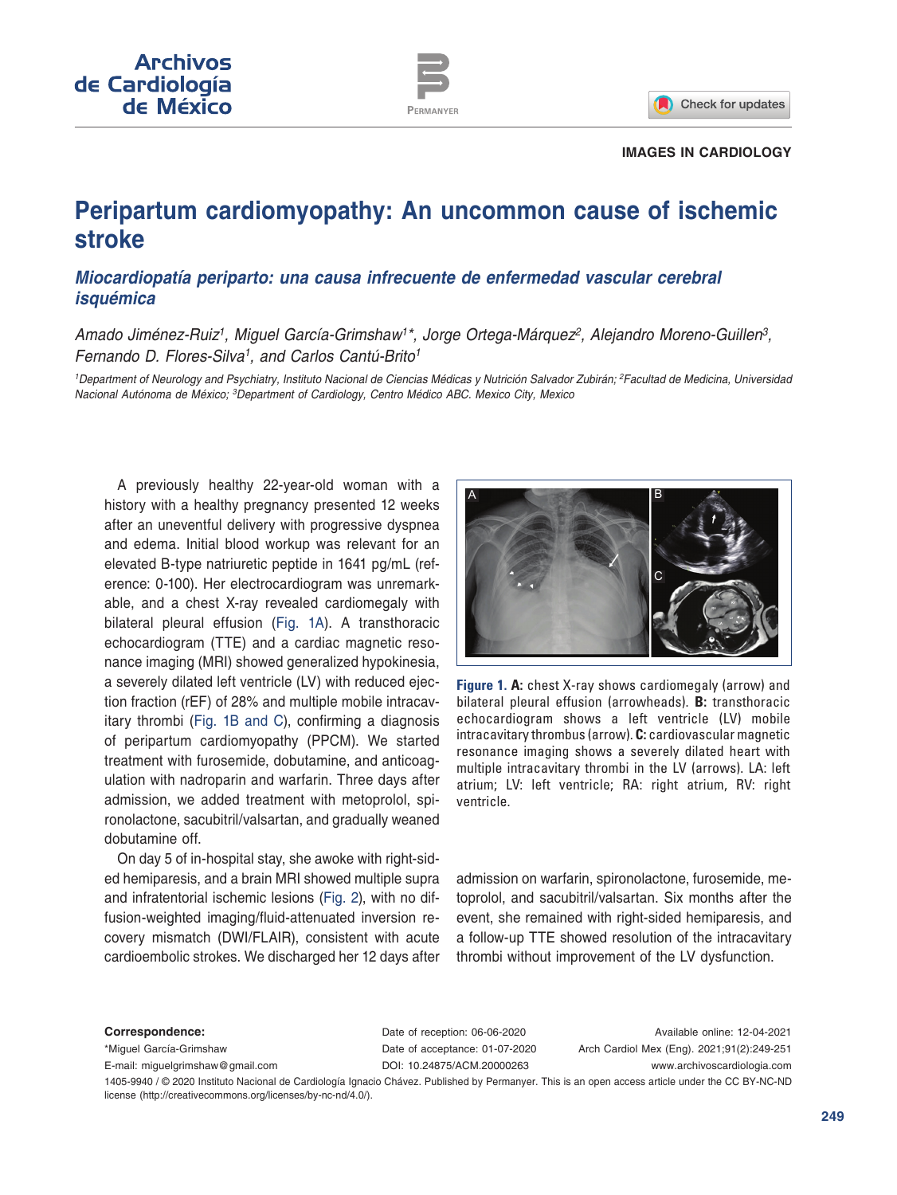IMAGES IN CARDIOLOGY

# Peripartum cardiomyopathy: An uncommon cause of ischemic stroke

## *Miocardiopatía periparto: una causa infrecuente de enfermedad vascular cerebral isquémica*

*Amado Jiménez-Ruiz[1], Miguel García-Grimshaw[1]\*, Jorge Ortega-Márquez[2], Alejandro Moreno-Guillen[3], Fernando D. Flores-Silva[1], and Carlos Cantú-Brito[1]*

*[1]Department of Neurology and Psychiatry, Instituto Nacional de Ciencias Médicas y Nutrición Salvador Zubirán; [2]Facultad de Medicina, Universidad Nacional Autónoma de México; [3]Department of Cardiology, Centro Médico ABC. Mexico City, Mexico*

A previously healthy 22-year-old woman with a history with a healthy pregnancy presented 12 weeks after an uneventful delivery with progressive dyspnea and edema. Initial blood workup was relevant for an elevated B-type natriuretic peptide in 1641 pg/mL (reference: 0-100). Her electrocardiogram was unremarkable, and a chest X-ray revealed cardiomegaly with bilateral pleural effusion (Fig. 1A). A transthoracic echocardiogram (TTE) and a cardiac magnetic resonance imaging (MRI) showed generalized hypokinesia, a severely dilated left ventricle (LV) with reduced ejection fraction (rEF) of 28% and multiple mobile intracavitary thrombi (Fig. 1B and C), confirming a diagnosis of peripartum cardiomyopathy (PPCM). We started treatment with furosemide, dobutamine, and anticoagulation with nadroparin and warfarin. Three days after admission, we added treatment with metoprolol, spironolactone, sacubitril/valsartan, and gradually weaned dobutamine off.

**Figure 1. A:** chest X-ray shows cardiomegaly (arrow) and bilateral pleural effusion (arrowheads). **B:** transthoracic echocardiogram shows a left ventricle (LV) mobile intracavitary thrombus (arrow). **C:** cardiovascular magnetic resonance imaging shows a severely dilated heart with multiple intracavitary thrombi in the LV (arrows). LA: left atrium; LV: left ventricle; RA: right atrium, RV: right ventricle.

On day 5 of in-hospital stay, she awoke with right-sided hemiparesis, and a brain MRI showed multiple supra and infratentorial ischemic lesions (Fig. 2), with no diffusion-weighted imaging/fluid-attenuated inversion recovery mismatch (DWI/FLAIR), consistent with acute cardioembolic strokes. We discharged her 12 days after admission on warfarin, spironolactone, furosemide, metoprolol, and sacubitril/valsartan. Six months after the event, she remained with right-sided hemiparesis, and a follow-up TTE showed resolution of the intracavitary thrombi without improvement of the LV dysfunction.

**Correspondence:**
\*Miguel García-Grimshaw
E-mail: miguelgrimshaw@gmail.com

Date of reception: 06-06-2020
Date of acceptance: 01-07-2020
DOI: 10.24875/ACM.20000263

Available online: 12-04-2021
Arch Cardiol Mex (Eng). 2021;91(2):249-251
www.archivoscardiologia.com

1405-9940 / © 2020 Instituto Nacional de Cardiología Ignacio Chávez. Published by Permanyer. This is an open access article under the CC BY-NC-ND license (http://creativecommons.org/licenses/by-nc-nd/4.0/).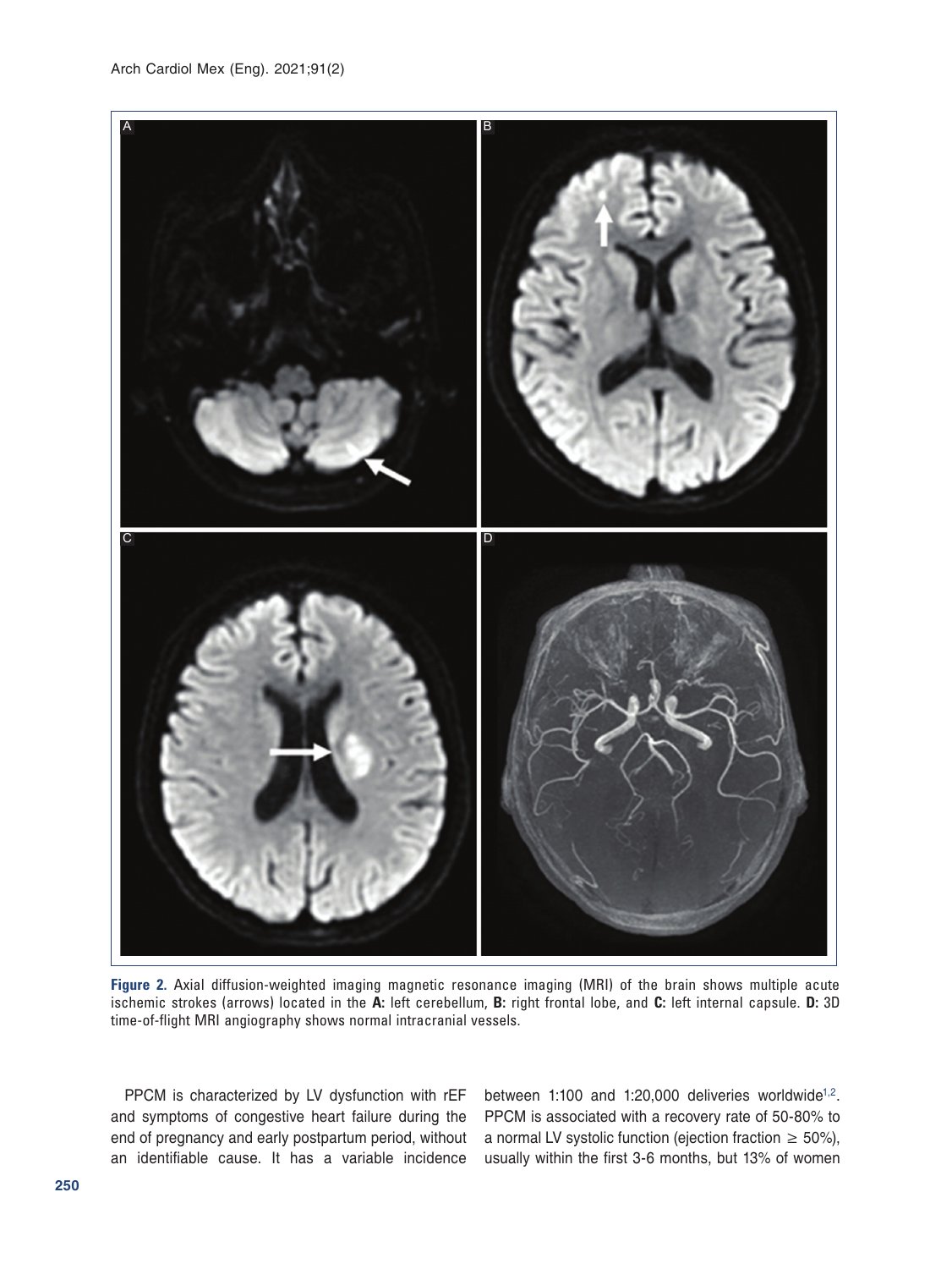**Figure 2.** Axial diffusion-weighted imaging magnetic resonance imaging (MRI) of the brain shows multiple acute ischemic strokes (arrows) located in the **A:** left cerebellum, **B:** right frontal lobe, and **C:** left internal capsule. **D:** 3D time-of-flight MRI angiography shows normal intracranial vessels.

PPCM is characterized by LV dysfunction with rEF and symptoms of congestive heart failure during the end of pregnancy and early postpartum period, without an identifiable cause. It has a variable incidence between 1:100 and 1:20,000 deliveries worldwide[1,2]. PPCM is associated with a recovery rate of 50-80% to a normal LV systolic function (ejection fraction ≥ 50%), usually within the first 3-6 months, but 13% of women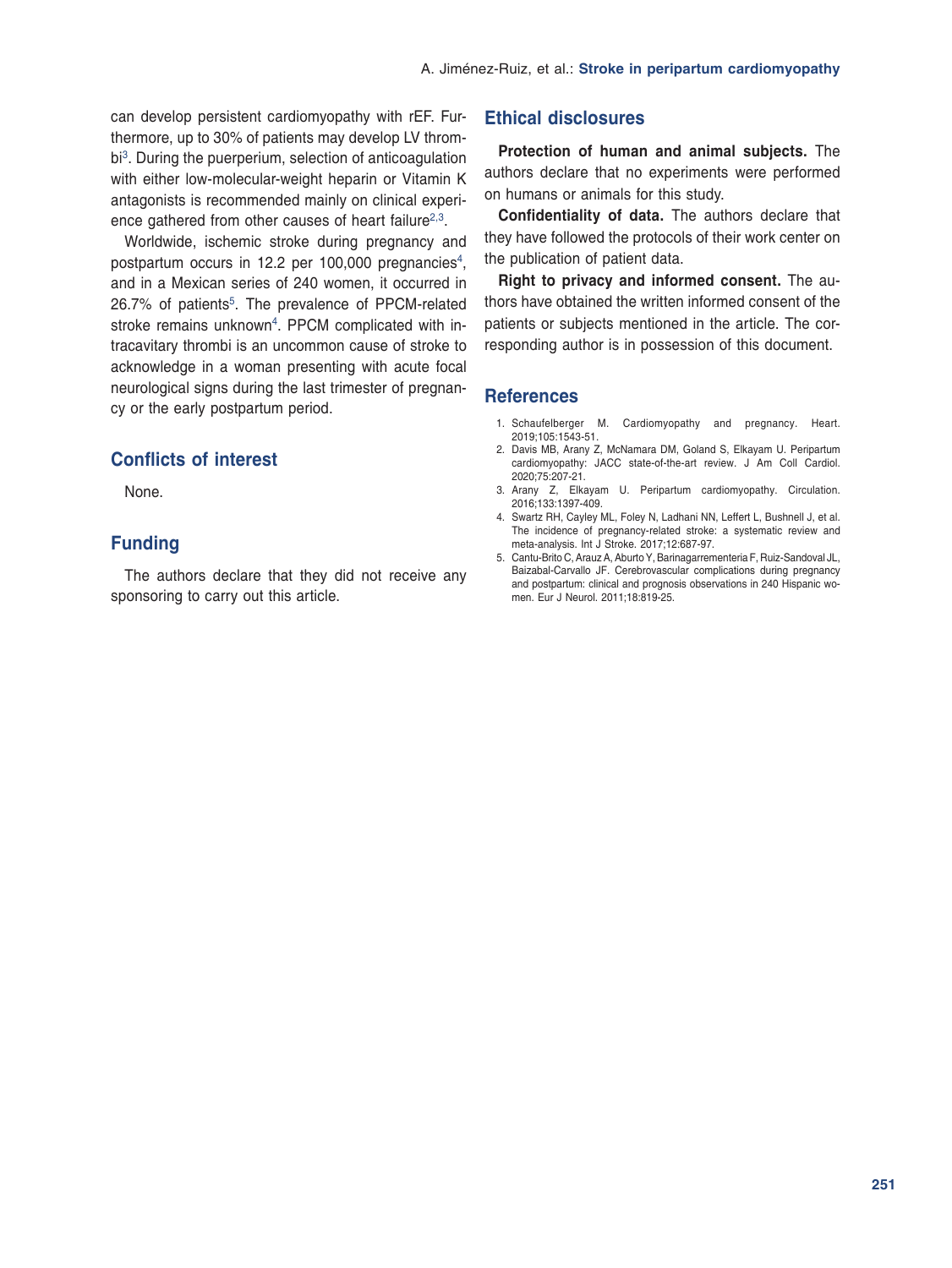can develop persistent cardiomyopathy with rEF. Furthermore, up to 30% of patients may develop LV thrombi[3]. During the puerperium, selection of anticoagulation with either low-molecular-weight heparin or Vitamin K antagonists is recommended mainly on clinical experience gathered from other causes of heart failure[2,3].

Worldwide, ischemic stroke during pregnancy and postpartum occurs in 12.2 per 100,000 pregnancies[4], and in a Mexican series of 240 women, it occurred in 26.7% of patients[5]. The prevalence of PPCM-related stroke remains unknown[4]. PPCM complicated with intracavitary thrombi is an uncommon cause of stroke to acknowledge in a woman presenting with acute focal neurological signs during the last trimester of pregnancy or the early postpartum period.

## Conflicts of interest

None.

## Funding

The authors declare that they did not receive any sponsoring to carry out this article.

## Ethical disclosures

**Protection of human and animal subjects.** The authors declare that no experiments were performed on humans or animals for this study.

**Confidentiality of data.** The authors declare that they have followed the protocols of their work center on the publication of patient data.

**Right to privacy and informed consent.** The authors have obtained the written informed consent of the patients or subjects mentioned in the article. The corresponding author is in possession of this document.

## References

1. Schaufelberger M. Cardiomyopathy and pregnancy. Heart. 2019;105:1543-51.
2. Davis MB, Arany Z, McNamara DM, Goland S, Elkayam U. Peripartum cardiomyopathy: JACC state-of-the-art review. J Am Coll Cardiol. 2020;75:207-21.
3. Arany Z, Elkayam U. Peripartum cardiomyopathy. Circulation. 2016;133:1397-409.
4. Swartz RH, Cayley ML, Foley N, Ladhani NN, Leffert L, Bushnell J, et al. The incidence of pregnancy-related stroke: a systematic review and meta-analysis. Int J Stroke. 2017;12:687-97.
5. Cantu-Brito C, Arauz A, Aburto Y, Barinagarrementeria F, Ruiz-Sandoval JL, Baizabal-Carvallo JF. Cerebrovascular complications during pregnancy and postpartum: clinical and prognosis observations in 240 Hispanic women. Eur J Neurol. 2011;18:819-25.